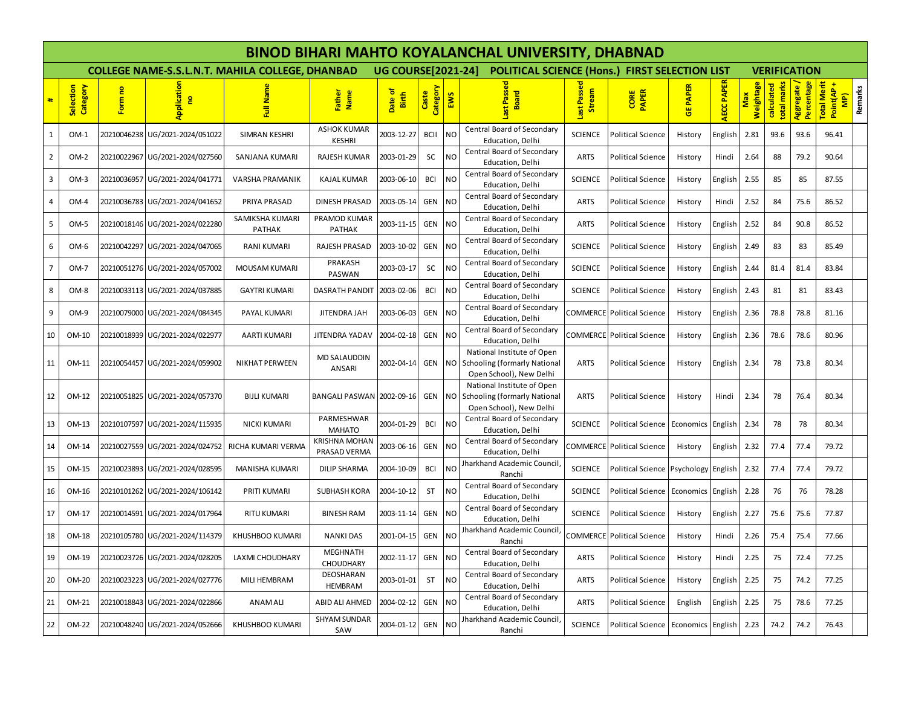# BINOD BIHARI MAHTO KOYALANCHAL UNIVERSITY, DHABNAD

## COLLEGE NAME-S.S.L.N.T. MAHILA COLLEGE, DHANBAD UG COURSE[2021-24] POLITICAL SCIENCE (Hons.) FIRST SELECTION LIST VERIFICATION

| # | Selection Category | Form no | Application no | Full Name | Father Name | Date of Birth | Caste Category | EWS | Last Passed Board | Last Passed Stream | CORE PAPER | GE PAPER | AECC PAPER | Max Weightage | calculated total marks | Aggregate / Percentage | Total Merit Point(AP + MP) | Remarks |
|---|---|---|---|---|---|---|---|---|---|---|---|---|---|---|---|---|---|---|
| 1 | OM-1 | 20210046238 | UG/2021-2024/051022 | SIMRAN KESHRI | ASHOK KUMAR KESHRI | 2003-12-27 | BCII | NO | Central Board of Secondary Education, Delhi | SCIENCE | Political Science | History | English | 2.81 | 93.6 | 93.6 | 96.41 | |
| 2 | OM-2 | 20210022967 | UG/2021-2024/027560 | SANJANA KUMARI | RAJESH KUMAR | 2003-01-29 | SC | NO | Central Board of Secondary Education, Delhi | ARTS | Political Science | History | Hindi | 2.64 | 88 | 79.2 | 90.64 | |
| 3 | OM-3 | 20210036957 | UG/2021-2024/041771 | VARSHA PRAMANIK | KAJAL KUMAR | 2003-06-10 | BCI | NO | Central Board of Secondary Education, Delhi | SCIENCE | Political Science | History | English | 2.55 | 85 | 85 | 87.55 | |
| 4 | OM-4 | 20210036783 | UG/2021-2024/041652 | PRIYA PRASAD | DINESH PRASAD | 2003-05-14 | GEN | NO | Central Board of Secondary Education, Delhi | ARTS | Political Science | History | Hindi | 2.52 | 84 | 75.6 | 86.52 | |
| 5 | OM-5 | 20210018146 | UG/2021-2024/022280 | SAMIKSHA KUMARI PATHAK | PRAMOD KUMAR PATHAK | 2003-11-15 | GEN | NO | Central Board of Secondary Education, Delhi | ARTS | Political Science | History | English | 2.52 | 84 | 90.8 | 86.52 | |
| 6 | OM-6 | 20210042297 | UG/2021-2024/047065 | RANI KUMARI | RAJESH PRASAD | 2003-10-02 | GEN | NO | Central Board of Secondary Education, Delhi | SCIENCE | Political Science | History | English | 2.49 | 83 | 83 | 85.49 | |
| 7 | OM-7 | 20210051276 | UG/2021-2024/057002 | MOUSAM KUMARI | PRAKASH PASWAN | 2003-03-17 | SC | NO | Central Board of Secondary Education, Delhi | SCIENCE | Political Science | History | English | 2.44 | 81.4 | 81.4 | 83.84 | |
| 8 | OM-8 | 20210033113 | UG/2021-2024/037885 | GAYTRI KUMARI | DASRATH PANDIT | 2003-02-06 | BCI | NO | Central Board of Secondary Education, Delhi | SCIENCE | Political Science | History | English | 2.43 | 81 | 81 | 83.43 | |
| 9 | OM-9 | 20210079000 | UG/2021-2024/084345 | PAYAL KUMARI | JITENDRA JAH | 2003-06-03 | GEN | NO | Central Board of Secondary Education, Delhi | COMMERCE | Political Science | History | English | 2.36 | 78.8 | 78.8 | 81.16 | |
| 10 | OM-10 | 20210018939 | UG/2021-2024/022977 | AARTI KUMARI | JITENDRA YADAV | 2004-02-18 | GEN | NO | Central Board of Secondary Education, Delhi | COMMERCE | Political Science | History | English | 2.36 | 78.6 | 78.6 | 80.96 | |
| 11 | OM-11 | 20210054457 | UG/2021-2024/059902 | NIKHAT PERWEEN | MD SALAUDDIN ANSARI | 2002-04-14 | GEN | NO | National Institute of Open Schooling (formarly National Open School), New Delhi | ARTS | Political Science | History | English | 2.34 | 78 | 73.8 | 80.34 | |
| 12 | OM-12 | 20210051825 | UG/2021-2024/057370 | BIJLI KUMARI | BANGALI PASWAN | 2002-09-16 | GEN | NO | National Institute of Open Schooling (formarly National Open School), New Delhi | ARTS | Political Science | History | Hindi | 2.34 | 78 | 76.4 | 80.34 | |
| 13 | OM-13 | 20210107597 | UG/2021-2024/115935 | NICKI KUMARI | PARMESHWAR MAHATO | 2004-01-29 | BCI | NO | Central Board of Secondary Education, Delhi | SCIENCE | Political Science | Economics | English | 2.34 | 78 | 78 | 80.34 | |
| 14 | OM-14 | 20210027559 | UG/2021-2024/024752 | RICHA KUMARI VERMA | KRISHNA MOHAN PRASAD VERMA | 2003-06-16 | GEN | NO | Central Board of Secondary Education, Delhi | COMMERCE | Political Science | History | English | 2.32 | 77.4 | 77.4 | 79.72 | |
| 15 | OM-15 | 20210023893 | UG/2021-2024/028595 | MANISHA KUMARI | DILIP SHARMA | 2004-10-09 | BCI | NO | Jharkhand Academic Council, Ranchi | SCIENCE | Political Science | Psychology | English | 2.32 | 77.4 | 77.4 | 79.72 | |
| 16 | OM-16 | 20210101262 | UG/2021-2024/106142 | PRITI KUMARI | SUBHASH KORA | 2004-10-12 | ST | NO | Central Board of Secondary Education, Delhi | SCIENCE | Political Science | Economics | English | 2.28 | 76 | 76 | 78.28 | |
| 17 | OM-17 | 20210014591 | UG/2021-2024/017964 | RITU KUMARI | BINESH RAM | 2003-11-14 | GEN | NO | Central Board of Secondary Education, Delhi | SCIENCE | Political Science | History | English | 2.27 | 75.6 | 75.6 | 77.87 | |
| 18 | OM-18 | 20210105780 | UG/2021-2024/114379 | KHUSHBOO KUMARI | NANKI DAS | 2001-04-15 | GEN | NO | Jharkhand Academic Council, Ranchi | COMMERCE | Political Science | History | Hindi | 2.26 | 75.4 | 75.4 | 77.66 | |
| 19 | OM-19 | 20210023726 | UG/2021-2024/028205 | LAXMI CHOUDHARY | MEGHNATH CHOUDHARY | 2002-11-17 | GEN | NO | Central Board of Secondary Education, Delhi | ARTS | Political Science | History | Hindi | 2.25 | 75 | 72.4 | 77.25 | |
| 20 | OM-20 | 20210023223 | UG/2021-2024/027776 | MILI HEMBRAM | DEOSHARAN HEMBRAM | 2003-01-01 | ST | NO | Central Board of Secondary Education, Delhi | ARTS | Political Science | History | English | 2.25 | 75 | 74.2 | 77.25 | |
| 21 | OM-21 | 20210018843 | UG/2021-2024/022866 | ANAM ALI | ABID ALI AHMED | 2004-02-12 | GEN | NO | Central Board of Secondary Education, Delhi | ARTS | Political Science | English | English | 2.25 | 75 | 78.6 | 77.25 | |
| 22 | OM-22 | 20210048240 | UG/2021-2024/052666 | KHUSHBOO KUMARI | SHYAM SUNDAR SAW | 2004-01-12 | GEN | NO | Jharkhand Academic Council, Ranchi | SCIENCE | Political Science | Economics | English | 2.23 | 74.2 | 74.2 | 76.43 | |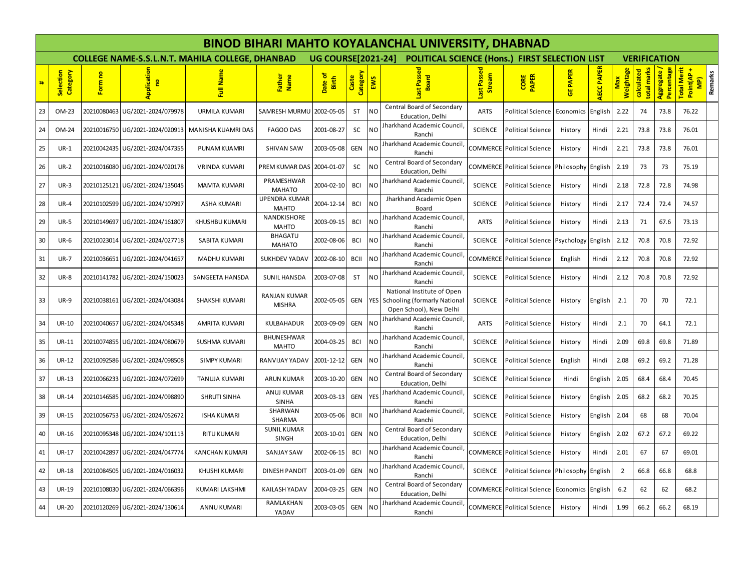# BINOD BIHARI MAHTO KOYALANCHAL UNIVERSITY, DHABNAD

## COLLEGE NAME-S.S.L.N.T. MAHILA COLLEGE, DHANBAD UG COURSE[2021-24] POLITICAL SCIENCE (Hons.) FIRST SELECTION LIST VERIFICATION

| # | Selection Category | Form no | Application no | Full Name | Father Name | Date of Birth | Caste Category | EWS | Last Passed Board | Last Passed Stream | CORE PAPER | GE PAPER | AECC PAPER | Max Weightage | calculated total marks | Aggregate / Percentage | Total Merit Point(AP + MP) | Remarks |
|---|---|---|---|---|---|---|---|---|---|---|---|---|---|---|---|---|---|---|
| 23 | OM-23 | 20210080463 | UG/2021-2024/079978 | URMILA KUMARI | SAMRESH MURMU | 2002-05-05 | ST | NO | Central Board of Secondary Education, Delhi | ARTS | Political Science | Economics | English | 2.22 | 74 | 73.8 | 76.22 | |
| 24 | OM-24 | 20210016750 | UG/2021-2024/020913 | MANISHA KUAMRI DAS | FAGOO DAS | 2001-08-27 | SC | NO | Jharkhand Academic Council, Ranchi | SCIENCE | Political Science | History | Hindi | 2.21 | 73.8 | 73.8 | 76.01 | |
| 25 | UR-1 | 20210042435 | UG/2021-2024/047355 | PUNAM KUAMRI | SHIVAN SAW | 2003-05-08 | GEN | NO | Jharkhand Academic Council, Ranchi | COMMERCE | Political Science | History | Hindi | 2.21 | 73.8 | 73.8 | 76.01 | |
| 26 | UR-2 | 20210016080 | UG/2021-2024/020178 | VRINDA KUMARI | PREM KUMAR DAS | 2004-01-07 | SC | NO | Central Board of Secondary Education, Delhi | COMMERCE | Political Science | Philosophy | English | 2.19 | 73 | 73 | 75.19 | |
| 27 | UR-3 | 20210125121 | UG/2021-2024/135045 | MAMTA KUMARI | PRAMESHWAR MAHATO | 2004-02-10 | BCI | NO | Jharkhand Academic Council, Ranchi | SCIENCE | Political Science | History | Hindi | 2.18 | 72.8 | 72.8 | 74.98 | |
| 28 | UR-4 | 20210102599 | UG/2021-2024/107997 | ASHA KUMARI | UPENDRA KUMAR MAHTO | 2004-12-14 | BCI | NO | Jharkhand Academic Open Board | SCIENCE | Political Science | History | Hindi | 2.17 | 72.4 | 72.4 | 74.57 | |
| 29 | UR-5 | 20210149697 | UG/2021-2024/161807 | KHUSHBU KUMARI | NANDKISHORE MAHTO | 2003-09-15 | BCI | NO | Jharkhand Academic Council, Ranchi | ARTS | Political Science | History | Hindi | 2.13 | 71 | 67.6 | 73.13 | |
| 30 | UR-6 | 20210023014 | UG/2021-2024/027718 | SABITA KUMARI | BHAGATU MAHATO | 2002-08-06 | BCI | NO | Jharkhand Academic Council, Ranchi | SCIENCE | Political Science | Psychology | English | 2.12 | 70.8 | 70.8 | 72.92 | |
| 31 | UR-7 | 20210036651 | UG/2021-2024/041657 | MADHU KUMARI | SUKHDEV YADAV | 2002-08-10 | BCII | NO | Jharkhand Academic Council, Ranchi | COMMERCE | Political Science | English | Hindi | 2.12 | 70.8 | 70.8 | 72.92 | |
| 32 | UR-8 | 20210141782 | UG/2021-2024/150023 | SANGEETA HANSDA | SUNIL HANSDA | 2003-07-08 | ST | NO | Jharkhand Academic Council, Ranchi | SCIENCE | Political Science | History | Hindi | 2.12 | 70.8 | 70.8 | 72.92 | |
| 33 | UR-9 | 20210038161 | UG/2021-2024/043084 | SHAKSHI KUMARI | RANJAN KUMAR MISHRA | 2002-05-05 | GEN | YES | National Institute of Open Schooling (formarly National Open School), New Delhi | SCIENCE | Political Science | History | English | 2.1 | 70 | 70 | 72.1 | |
| 34 | UR-10 | 20210040657 | UG/2021-2024/045348 | AMRITA KUMARI | KULBAHADUR | 2003-09-09 | GEN | NO | Jharkhand Academic Council, Ranchi | ARTS | Political Science | History | Hindi | 2.1 | 70 | 64.1 | 72.1 | |
| 35 | UR-11 | 20210074855 | UG/2021-2024/080679 | SUSHMA KUMARI | BHUNESHWAR MAHTO | 2004-03-25 | BCI | NO | Jharkhand Academic Council, Ranchi | SCIENCE | Political Science | History | Hindi | 2.09 | 69.8 | 69.8 | 71.89 | |
| 36 | UR-12 | 20210092586 | UG/2021-2024/098508 | SIMPY KUMARI | RANVIJAY YADAV | 2001-12-12 | GEN | NO | Jharkhand Academic Council, Ranchi | SCIENCE | Political Science | English | Hindi | 2.08 | 69.2 | 69.2 | 71.28 | |
| 37 | UR-13 | 20210066233 | UG/2021-2024/072699 | TANUJA KUMARI | ARUN KUMAR | 2003-10-20 | GEN | NO | Central Board of Secondary Education, Delhi | SCIENCE | Political Science | Hindi | English | 2.05 | 68.4 | 68.4 | 70.45 | |
| 38 | UR-14 | 20210146585 | UG/2021-2024/098890 | SHRUTI SINHA | ANUJ KUMAR SINHA | 2003-03-13 | GEN | YES | Jharkhand Academic Council, Ranchi | SCIENCE | Political Science | History | English | 2.05 | 68.2 | 68.2 | 70.25 | |
| 39 | UR-15 | 20210056753 | UG/2021-2024/052672 | ISHA KUMARI | SHARWAN SHARMA | 2003-05-06 | BCII | NO | Jharkhand Academic Council, Ranchi | SCIENCE | Political Science | History | English | 2.04 | 68 | 68 | 70.04 | |
| 40 | UR-16 | 20210095348 | UG/2021-2024/101113 | RITU KUMARI | SUNIL KUMAR SINGH | 2003-10-01 | GEN | NO | Central Board of Secondary Education, Delhi | SCIENCE | Political Science | History | English | 2.02 | 67.2 | 67.2 | 69.22 | |
| 41 | UR-17 | 20210042897 | UG/2021-2024/047774 | KANCHAN KUMARI | SANJAY SAW | 2002-06-15 | BCI | NO | Jharkhand Academic Council, Ranchi | COMMERCE | Political Science | History | Hindi | 2.01 | 67 | 67 | 69.01 | |
| 42 | UR-18 | 20210084505 | UG/2021-2024/016032 | KHUSHI KUMARI | DINESH PANDIT | 2003-01-09 | GEN | NO | Jharkhand Academic Council, Ranchi | SCIENCE | Political Science | Philosophy | English | 2 | 66.8 | 66.8 | 68.8 | |
| 43 | UR-19 | 20210108030 | UG/2021-2024/066396 | KUMARI LAKSHMI | KAILASH YADAV | 2004-03-25 | GEN | NO | Central Board of Secondary Education, Delhi | COMMERCE | Political Science | Economics | English | 6.2 | 62 | 62 | 68.2 | |
| 44 | UR-20 | 20210120269 | UG/2021-2024/130614 | ANNU KUMARI | RAMLAKHAN YADAV | 2003-03-05 | GEN | NO | Jharkhand Academic Council, Ranchi | COMMERCE | Political Science | History | Hindi | 1.99 | 66.2 | 66.2 | 68.19 | |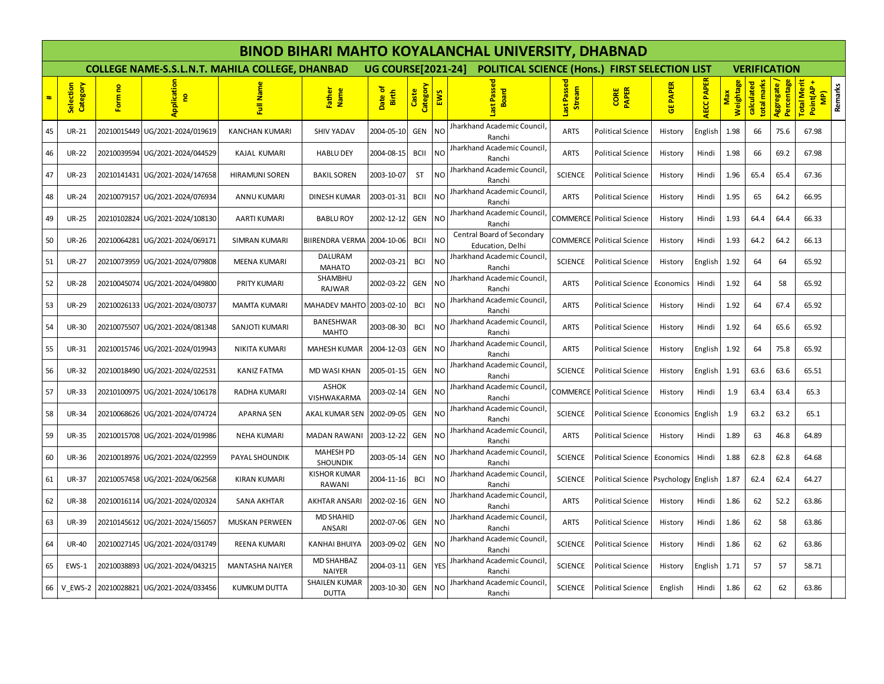# BINOD BIHARI MAHTO KOYALANCHAL UNIVERSITY, DHABNAD

## COLLEGE NAME-S.S.L.N.T. MAHILA COLLEGE, DHANBAD    UG COURSE[2021-24]    POLITICAL SCIENCE (Hons.) FIRST SELECTION LIST    VERIFICATION

| # | Selection Category | Form no | Application no | Full Name | Father Name | Date of Birth | Caste Category | EWS | Last Passed Board | Last Passed Stream | CORE PAPER | GE PAPER | AECC PAPER | Max Weightage | calculated total marks | Aggregate / Percentage | Total Merit Point(AP + MP) | Remarks |
|---|---|---|---|---|---|---|---|---|---|---|---|---|---|---|---|---|---|---|
| 45 | UR-21 | 20210015449 | UG/2021-2024/019619 | KANCHAN KUMARI | SHIV YADAV | 2004-05-10 | GEN | NO | Jharkhand Academic Council, Ranchi | ARTS | Political Science | History | English | 1.98 | 66 | 75.6 | 67.98 | |
| 46 | UR-22 | 20210039594 | UG/2021-2024/044529 | KAJAL KUMARI | HABLU DEY | 2004-08-15 | BCII | NO | Jharkhand Academic Council, Ranchi | ARTS | Political Science | History | Hindi | 1.98 | 66 | 69.2 | 67.98 | |
| 47 | UR-23 | 20210141431 | UG/2021-2024/147658 | HIRAMUNI SOREN | BAKIL SOREN | 2003-10-07 | ST | NO | Jharkhand Academic Council, Ranchi | SCIENCE | Political Science | History | Hindi | 1.96 | 65.4 | 65.4 | 67.36 | |
| 48 | UR-24 | 20210079157 | UG/2021-2024/076934 | ANNU KUMARI | DINESH KUMAR | 2003-01-31 | BCII | NO | Jharkhand Academic Council, Ranchi | ARTS | Political Science | History | Hindi | 1.95 | 65 | 64.2 | 66.95 | |
| 49 | UR-25 | 20210102824 | UG/2021-2024/108130 | AARTI KUMARI | BABLU ROY | 2002-12-12 | GEN | NO | Jharkhand Academic Council, Ranchi | COMMERCE | Political Science | History | Hindi | 1.93 | 64.4 | 64.4 | 66.33 | |
| 50 | UR-26 | 20210064281 | UG/2021-2024/069171 | SIMRAN KUMARI | BIIRENDRA VERMA | 2004-10-06 | BCII | NO | Central Board of Secondary Education, Delhi | COMMERCE | Political Science | History | Hindi | 1.93 | 64.2 | 64.2 | 66.13 | |
| 51 | UR-27 | 20210073959 | UG/2021-2024/079808 | MEENA KUMARI | DALURAM MAHATO | 2002-03-21 | BCI | NO | Jharkhand Academic Council, Ranchi | SCIENCE | Political Science | History | English | 1.92 | 64 | 64 | 65.92 | |
| 52 | UR-28 | 20210045074 | UG/2021-2024/049800 | PRITY KUMARI | SHAMBHU RAJWAR | 2002-03-22 | GEN | NO | Jharkhand Academic Council, Ranchi | ARTS | Political Science | Economics | Hindi | 1.92 | 64 | 58 | 65.92 | |
| 53 | UR-29 | 20210026133 | UG/2021-2024/030737 | MAMTA KUMARI | MAHADEV MAHTO | 2003-02-10 | BCI | NO | Jharkhand Academic Council, Ranchi | ARTS | Political Science | History | Hindi | 1.92 | 64 | 67.4 | 65.92 | |
| 54 | UR-30 | 20210075507 | UG/2021-2024/081348 | SANJOTI KUMARI | BANESHWAR MAHTO | 2003-08-30 | BCI | NO | Jharkhand Academic Council, Ranchi | ARTS | Political Science | History | Hindi | 1.92 | 64 | 65.6 | 65.92 | |
| 55 | UR-31 | 20210015746 | UG/2021-2024/019943 | NIKITA KUMARI | MAHESH KUMAR | 2004-12-03 | GEN | NO | Jharkhand Academic Council, Ranchi | ARTS | Political Science | History | English | 1.92 | 64 | 75.8 | 65.92 | |
| 56 | UR-32 | 20210018490 | UG/2021-2024/022531 | KANIZ FATMA | MD WASI KHAN | 2005-01-15 | GEN | NO | Jharkhand Academic Council, Ranchi | SCIENCE | Political Science | History | English | 1.91 | 63.6 | 63.6 | 65.51 | |
| 57 | UR-33 | 20210100975 | UG/2021-2024/106178 | RADHA KUMARI | ASHOK VISHWAKARMA | 2003-02-14 | GEN | NO | Jharkhand Academic Council, Ranchi | COMMERCE | Political Science | History | Hindi | 1.9 | 63.4 | 63.4 | 65.3 | |
| 58 | UR-34 | 20210068626 | UG/2021-2024/074724 | APARNA SEN | AKAL KUMAR SEN | 2002-09-05 | GEN | NO | Jharkhand Academic Council, Ranchi | SCIENCE | Political Science | Economics | English | 1.9 | 63.2 | 63.2 | 65.1 | |
| 59 | UR-35 | 20210015708 | UG/2021-2024/019986 | NEHA KUMARI | MADAN RAWANI | 2003-12-22 | GEN | NO | Jharkhand Academic Council, Ranchi | ARTS | Political Science | History | Hindi | 1.89 | 63 | 46.8 | 64.89 | |
| 60 | UR-36 | 20210018976 | UG/2021-2024/022959 | PAYAL SHOUNDIK | MAHESH PD SHOUNDIK | 2003-05-14 | GEN | NO | Jharkhand Academic Council, Ranchi | SCIENCE | Political Science | Economics | Hindi | 1.88 | 62.8 | 62.8 | 64.68 | |
| 61 | UR-37 | 20210057458 | UG/2021-2024/062568 | KIRAN KUMARI | KISHOR KUMAR RAWANI | 2004-11-16 | BCI | NO | Jharkhand Academic Council, Ranchi | SCIENCE | Political Science | Psychology | English | 1.87 | 62.4 | 62.4 | 64.27 | |
| 62 | UR-38 | 20210016114 | UG/2021-2024/020324 | SANA AKHTAR | AKHTAR ANSARI | 2002-02-16 | GEN | NO | Jharkhand Academic Council, Ranchi | ARTS | Political Science | History | Hindi | 1.86 | 62 | 52.2 | 63.86 | |
| 63 | UR-39 | 20210145612 | UG/2021-2024/156057 | MUSKAN PERWEEN | MD SHAHID ANSARI | 2002-07-06 | GEN | NO | Jharkhand Academic Council, Ranchi | ARTS | Political Science | History | Hindi | 1.86 | 62 | 58 | 63.86 | |
| 64 | UR-40 | 20210027145 | UG/2021-2024/031749 | REENA KUMARI | KANHAI BHUIYA | 2003-09-02 | GEN | NO | Jharkhand Academic Council, Ranchi | SCIENCE | Political Science | History | Hindi | 1.86 | 62 | 62 | 63.86 | |
| 65 | EWS-1 | 20210038893 | UG/2021-2024/043215 | MANTASHA NAIYER | MD SHAHBAZ NAIYER | 2004-03-11 | GEN | YES | Jharkhand Academic Council, Ranchi | SCIENCE | Political Science | History | English | 1.71 | 57 | 57 | 58.71 | |
| 66 | V_EWS-2 | 20210028821 | UG/2021-2024/033456 | KUMKUM DUTTA | SHAILEN KUMAR DUTTA | 2003-10-30 | GEN | NO | Jharkhand Academic Council, Ranchi | SCIENCE | Political Science | English | Hindi | 1.86 | 62 | 62 | 63.86 | |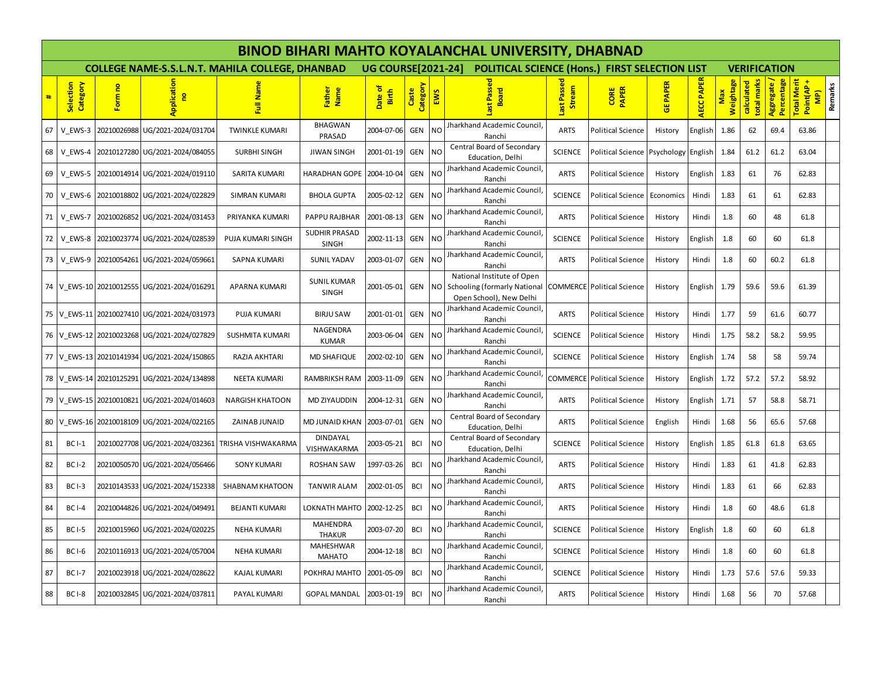# BINOD BIHARI MAHTO KOYALANCHAL UNIVERSITY, DHABNAD

## COLLEGE NAME-S.S.L.N.T. MAHILA COLLEGE, DHANBAD UG COURSE[2021-24] POLITICAL SCIENCE (Hons.) FIRST SELECTION LIST VERIFICATION

| # | Selection Category | Form no | Application no | Full Name | Father Name | Date of Birth | Caste Category | EWS | Last Passed Board | Last Passed Stream | CORE PAPER | GE PAPER | AECC PAPER | Max Weightage | calculated total marks | Aggregate / Percentage | Total Merit Point(AP + MP) | Remarks |
|---|---|---|---|---|---|---|---|---|---|---|---|---|---|---|---|---|---|---|
| 67 | V_EWS-3 | 20210026988 | UG/2021-2024/031704 | TWINKLE KUMARI | BHAGWAN PRASAD | 2004-07-06 | GEN | NO | Jharkhand Academic Council, Ranchi | ARTS | Political Science | History | English | 1.86 | 62 | 69.4 | 63.86 | |
| 68 | V_EWS-4 | 20210127280 | UG/2021-2024/084055 | SURBHI SINGH | JIWAN SINGH | 2001-01-19 | GEN | NO | Central Board of Secondary Education, Delhi | SCIENCE | Political Science | Psychology | English | 1.84 | 61.2 | 61.2 | 63.04 | |
| 69 | V_EWS-5 | 20210014914 | UG/2021-2024/019110 | SARITA KUMARI | HARADHAN GOPE | 2004-10-04 | GEN | NO | Jharkhand Academic Council, Ranchi | ARTS | Political Science | History | English | 1.83 | 61 | 76 | 62.83 | |
| 70 | V_EWS-6 | 20210018802 | UG/2021-2024/022829 | SIMRAN KUMARI | BHOLA GUPTA | 2005-02-12 | GEN | NO | Jharkhand Academic Council, Ranchi | SCIENCE | Political Science | Economics | Hindi | 1.83 | 61 | 61 | 62.83 | |
| 71 | V_EWS-7 | 20210026852 | UG/2021-2024/031453 | PRIYANKA KUMARI | PAPPU RAJBHAR | 2001-08-13 | GEN | NO | Jharkhand Academic Council, Ranchi | ARTS | Political Science | History | Hindi | 1.8 | 60 | 48 | 61.8 | |
| 72 | V_EWS-8 | 20210023774 | UG/2021-2024/028539 | PUJA KUMARI SINGH | SUDHIR PRASAD SINGH | 2002-11-13 | GEN | NO | Jharkhand Academic Council, Ranchi | SCIENCE | Political Science | History | English | 1.8 | 60 | 60 | 61.8 | |
| 73 | V_EWS-9 | 20210054261 | UG/2021-2024/059661 | SAPNA KUMARI | SUNIL YADAV | 2003-01-07 | GEN | NO | Jharkhand Academic Council, Ranchi | ARTS | Political Science | History | Hindi | 1.8 | 60 | 60.2 | 61.8 | |
| 74 | V_EWS-10 | 20210012555 | UG/2021-2024/016291 | APARNA KUMARI | SUNIL KUMAR SINGH | 2001-05-01 | GEN | NO | National Institute of Open Schooling (formarly National Open School), New Delhi | COMMERCE | Political Science | History | English | 1.79 | 59.6 | 59.6 | 61.39 | |
| 75 | V_EWS-11 | 20210027410 | UG/2021-2024/031973 | PUJA KUMARI | BIRJU SAW | 2001-01-01 | GEN | NO | Jharkhand Academic Council, Ranchi | ARTS | Political Science | History | Hindi | 1.77 | 59 | 61.6 | 60.77 | |
| 76 | V_EWS-12 | 20210023268 | UG/2021-2024/027829 | SUSHMITA KUMARI | NAGENDRA KUMAR | 2003-06-04 | GEN | NO | Jharkhand Academic Council, Ranchi | SCIENCE | Political Science | History | Hindi | 1.75 | 58.2 | 58.2 | 59.95 | |
| 77 | V_EWS-13 | 20210141934 | UG/2021-2024/150865 | RAZIA AKHTARI | MD SHAFIQUE | 2002-02-10 | GEN | NO | Jharkhand Academic Council, Ranchi | SCIENCE | Political Science | History | English | 1.74 | 58 | 58 | 59.74 | |
| 78 | V_EWS-14 | 20210125291 | UG/2021-2024/134898 | NEETA KUMARI | RAMBRIKSH RAM | 2003-11-09 | GEN | NO | Jharkhand Academic Council, Ranchi | COMMERCE | Political Science | History | English | 1.72 | 57.2 | 57.2 | 58.92 | |
| 79 | V_EWS-15 | 20210010821 | UG/2021-2024/014603 | NARGISH KHATOON | MD ZIYAUDDIN | 2004-12-31 | GEN | NO | Jharkhand Academic Council, Ranchi | ARTS | Political Science | History | English | 1.71 | 57 | 58.8 | 58.71 | |
| 80 | V_EWS-16 | 20210018109 | UG/2021-2024/022165 | ZAINAB JUNAID | MD JUNAID KHAN | 2003-07-01 | GEN | NO | Central Board of Secondary Education, Delhi | ARTS | Political Science | English | Hindi | 1.68 | 56 | 65.6 | 57.68 | |
| 81 | BC I-1 | 20210027708 | UG/2021-2024/032361 | TRISHA VISHWAKARMA | DINDAYAL VISHWAKARMA | 2003-05-21 | BCI | NO | Central Board of Secondary Education, Delhi | SCIENCE | Political Science | History | English | 1.85 | 61.8 | 61.8 | 63.65 | |
| 82 | BC I-2 | 20210050570 | UG/2021-2024/056466 | SONY KUMARI | ROSHAN SAW | 1997-03-26 | BCI | NO | Jharkhand Academic Council, Ranchi | ARTS | Political Science | History | Hindi | 1.83 | 61 | 41.8 | 62.83 | |
| 83 | BC I-3 | 20210143533 | UG/2021-2024/152338 | SHABNAM KHATOON | TANWIR ALAM | 2002-01-05 | BCI | NO | Jharkhand Academic Council, Ranchi | ARTS | Political Science | History | Hindi | 1.83 | 61 | 66 | 62.83 | |
| 84 | BC I-4 | 20210044826 | UG/2021-2024/049491 | BEJANTI KUMARI | LOKNATH MAHTO | 2002-12-25 | BCI | NO | Jharkhand Academic Council, Ranchi | ARTS | Political Science | History | Hindi | 1.8 | 60 | 48.6 | 61.8 | |
| 85 | BC I-5 | 20210015960 | UG/2021-2024/020225 | NEHA KUMARI | MAHENDRA THAKUR | 2003-07-20 | BCI | NO | Jharkhand Academic Council, Ranchi | SCIENCE | Political Science | History | English | 1.8 | 60 | 60 | 61.8 | |
| 86 | BC I-6 | 20210116913 | UG/2021-2024/057004 | NEHA KUMARI | MAHESHWAR MAHATO | 2004-12-18 | BCI | NO | Jharkhand Academic Council, Ranchi | SCIENCE | Political Science | History | Hindi | 1.8 | 60 | 60 | 61.8 | |
| 87 | BC I-7 | 20210023918 | UG/2021-2024/028622 | KAJAL KUMARI | POKHRAJ MAHTO | 2001-05-09 | BCI | NO | Jharkhand Academic Council, Ranchi | SCIENCE | Political Science | History | Hindi | 1.73 | 57.6 | 57.6 | 59.33 | |
| 88 | BC I-8 | 20210032845 | UG/2021-2024/037811 | PAYAL KUMARI | GOPAL MANDAL | 2003-01-19 | BCI | NO | Jharkhand Academic Council, Ranchi | ARTS | Political Science | History | Hindi | 1.68 | 56 | 70 | 57.68 | |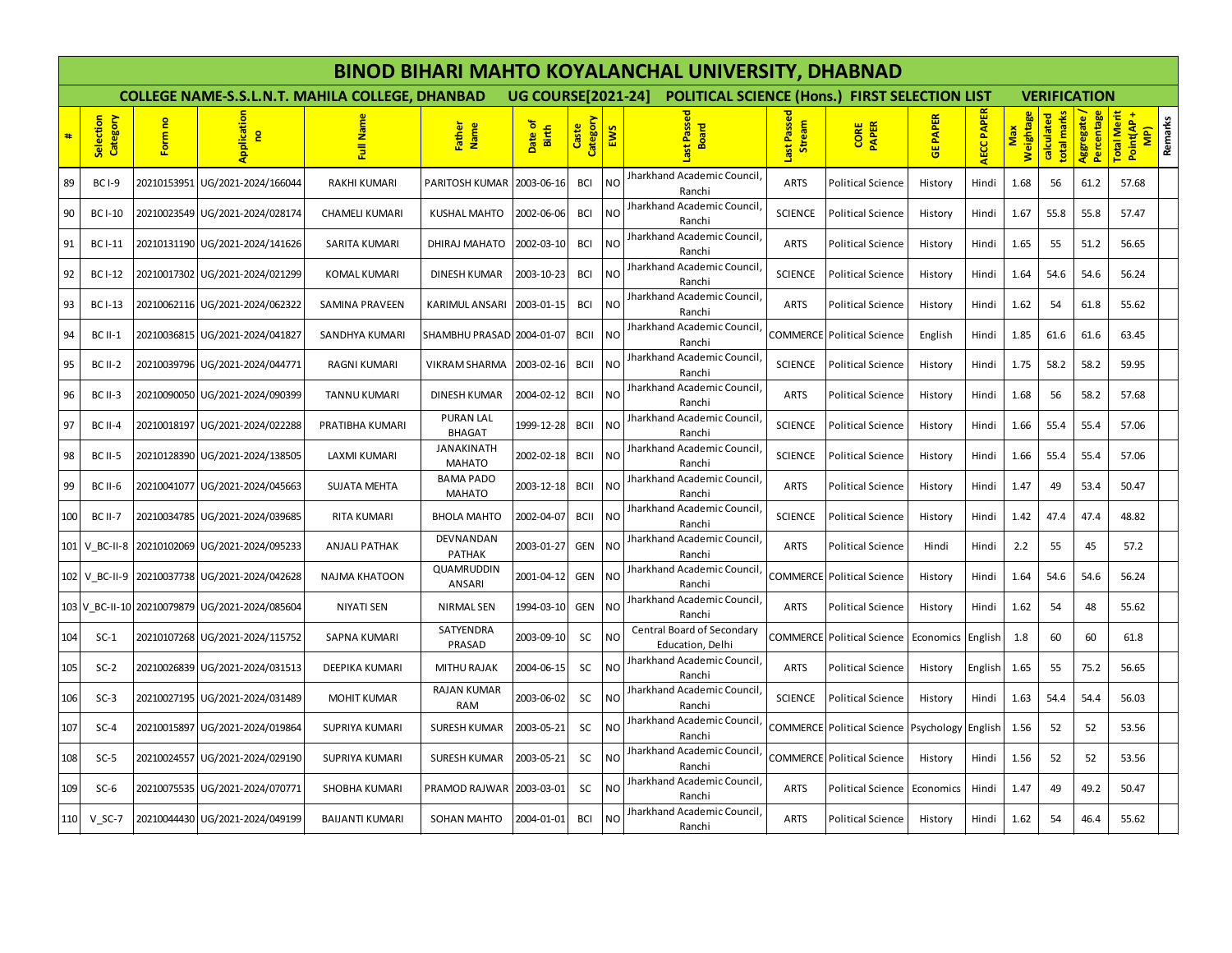# BINOD BIHARI MAHTO KOYALANCHAL UNIVERSITY, DHABNAD

## COLLEGE NAME-S.S.L.N.T. MAHILA COLLEGE, DHANBAD UG COURSE[2021-24] POLITICAL SCIENCE (Hons.) FIRST SELECTION LIST VERIFICATION

| # | Selection Category | Form no | Application no | Full Name | Father Name | Date of Birth | Caste Category | EWS | Last Passed Board | Last Passed Stream | CORE PAPER | GE PAPER | AECC PAPER | Max Weightage | calculated total marks | Aggregate / Percentage | Total Merit Point(AP + MP) | Remarks |
|---|---|---|---|---|---|---|---|---|---|---|---|---|---|---|---|---|---|---|
| 89 | BC I-9 | 20210153951 | UG/2021-2024/166044 | RAKHI KUMARI | PARITOSH KUMAR | 2003-06-16 | BCI | NO | Jharkhand Academic Council, Ranchi | ARTS | Political Science | History | Hindi | 1.68 | 56 | 61.2 | 57.68 | |
| 90 | BC I-10 | 20210023549 | UG/2021-2024/028174 | CHAMELI KUMARI | KUSHAL MAHTO | 2002-06-06 | BCI | NO | Jharkhand Academic Council, Ranchi | SCIENCE | Political Science | History | Hindi | 1.67 | 55.8 | 55.8 | 57.47 | |
| 91 | BC I-11 | 20210131190 | UG/2021-2024/141626 | SARITA KUMARI | DHIRAJ MAHATO | 2002-03-10 | BCI | NO | Jharkhand Academic Council, Ranchi | ARTS | Political Science | History | Hindi | 1.65 | 55 | 51.2 | 56.65 | |
| 92 | BC I-12 | 20210017302 | UG/2021-2024/021299 | KOMAL KUMARI | DINESH KUMAR | 2003-10-23 | BCI | NO | Jharkhand Academic Council, Ranchi | SCIENCE | Political Science | History | Hindi | 1.64 | 54.6 | 54.6 | 56.24 | |
| 93 | BC I-13 | 20210062116 | UG/2021-2024/062322 | SAMINA PRAVEEN | KARIMUL ANSARI | 2003-01-15 | BCI | NO | Jharkhand Academic Council, Ranchi | ARTS | Political Science | History | Hindi | 1.62 | 54 | 61.8 | 55.62 | |
| 94 | BC II-1 | 20210036815 | UG/2021-2024/041827 | SANDHYA KUMARI | SHAMBHU PRASAD | 2004-01-07 | BCII | NO | Jharkhand Academic Council, Ranchi | COMMERCE | Political Science | English | Hindi | 1.85 | 61.6 | 61.6 | 63.45 | |
| 95 | BC II-2 | 20210039796 | UG/2021-2024/044771 | RAGNI KUMARI | VIKRAM SHARMA | 2003-02-16 | BCII | NO | Jharkhand Academic Council, Ranchi | SCIENCE | Political Science | History | Hindi | 1.75 | 58.2 | 58.2 | 59.95 | |
| 96 | BC II-3 | 20210090050 | UG/2021-2024/090399 | TANNU KUMARI | DINESH KUMAR | 2004-02-12 | BCII | NO | Jharkhand Academic Council, Ranchi | ARTS | Political Science | History | Hindi | 1.68 | 56 | 58.2 | 57.68 | |
| 97 | BC II-4 | 20210018197 | UG/2021-2024/022288 | PRATIBHA KUMARI | PURAN LAL BHAGAT | 1999-12-28 | BCII | NO | Jharkhand Academic Council, Ranchi | SCIENCE | Political Science | History | Hindi | 1.66 | 55.4 | 55.4 | 57.06 | |
| 98 | BC II-5 | 20210128390 | UG/2021-2024/138505 | LAXMI KUMARI | JANAKINATH MAHATO | 2002-02-18 | BCII | NO | Jharkhand Academic Council, Ranchi | SCIENCE | Political Science | History | Hindi | 1.66 | 55.4 | 55.4 | 57.06 | |
| 99 | BC II-6 | 20210041077 | UG/2021-2024/045663 | SUJATA MEHTA | BAMA PADO MAHATO | 2003-12-18 | BCII | NO | Jharkhand Academic Council, Ranchi | ARTS | Political Science | History | Hindi | 1.47 | 49 | 53.4 | 50.47 | |
| 100 | BC II-7 | 20210034785 | UG/2021-2024/039685 | RITA KUMARI | BHOLA MAHTO | 2002-04-07 | BCII | NO | Jharkhand Academic Council, Ranchi | SCIENCE | Political Science | History | Hindi | 1.42 | 47.4 | 47.4 | 48.82 | |
| 101 | V_BC-II-8 | 20210102069 | UG/2021-2024/095233 | ANJALI PATHAK | DEVNANDAN PATHAK | 2003-01-27 | GEN | NO | Jharkhand Academic Council, Ranchi | ARTS | Political Science | Hindi | Hindi | 2.2 | 55 | 45 | 57.2 | |
| 102 | V_BC-II-9 | 20210037738 | UG/2021-2024/042628 | NAJMA KHATOON | QUAMRUDDIN ANSARI | 2001-04-12 | GEN | NO | Jharkhand Academic Council, Ranchi | COMMERCE | Political Science | History | Hindi | 1.64 | 54.6 | 54.6 | 56.24 | |
| 103 | V_BC-II-10 | 20210079879 | UG/2021-2024/085604 | NIYATI SEN | NIRMAL SEN | 1994-03-10 | GEN | NO | Jharkhand Academic Council, Ranchi | ARTS | Political Science | History | Hindi | 1.62 | 54 | 48 | 55.62 | |
| 104 | SC-1 | 20210107268 | UG/2021-2024/115752 | SAPNA KUMARI | SATYENDRA PRASAD | 2003-09-10 | SC | NO | Central Board of Secondary Education, Delhi | COMMERCE | Political Science | Economics | English | 1.8 | 60 | 60 | 61.8 | |
| 105 | SC-2 | 20210026839 | UG/2021-2024/031513 | DEEPIKA KUMARI | MITHU RAJAK | 2004-06-15 | SC | NO | Jharkhand Academic Council, Ranchi | ARTS | Political Science | History | English | 1.65 | 55 | 75.2 | 56.65 | |
| 106 | SC-3 | 20210027195 | UG/2021-2024/031489 | MOHIT KUMAR | RAJAN KUMAR RAM | 2003-06-02 | SC | NO | Jharkhand Academic Council, Ranchi | SCIENCE | Political Science | History | Hindi | 1.63 | 54.4 | 54.4 | 56.03 | |
| 107 | SC-4 | 20210015897 | UG/2021-2024/019864 | SUPRIYA KUMARI | SURESH KUMAR | 2003-05-21 | SC | NO | Jharkhand Academic Council, Ranchi | COMMERCE | Political Science | Psychology | English | 1.56 | 52 | 52 | 53.56 | |
| 108 | SC-5 | 20210024557 | UG/2021-2024/029190 | SUPRIYA KUMARI | SURESH KUMAR | 2003-05-21 | SC | NO | Jharkhand Academic Council, Ranchi | COMMERCE | Political Science | History | Hindi | 1.56 | 52 | 52 | 53.56 | |
| 109 | SC-6 | 20210075535 | UG/2021-2024/070771 | SHOBHA KUMARI | PRAMOD RAJWAR | 2003-03-01 | SC | NO | Jharkhand Academic Council, Ranchi | ARTS | Political Science | Economics | Hindi | 1.47 | 49 | 49.2 | 50.47 | |
| 110 | V_SC-7 | 20210044430 | UG/2021-2024/049199 | BAIJANTI KUMARI | SOHAN MAHTO | 2004-01-01 | BCI | NO | Jharkhand Academic Council, Ranchi | ARTS | Political Science | History | Hindi | 1.62 | 54 | 46.4 | 55.62 | |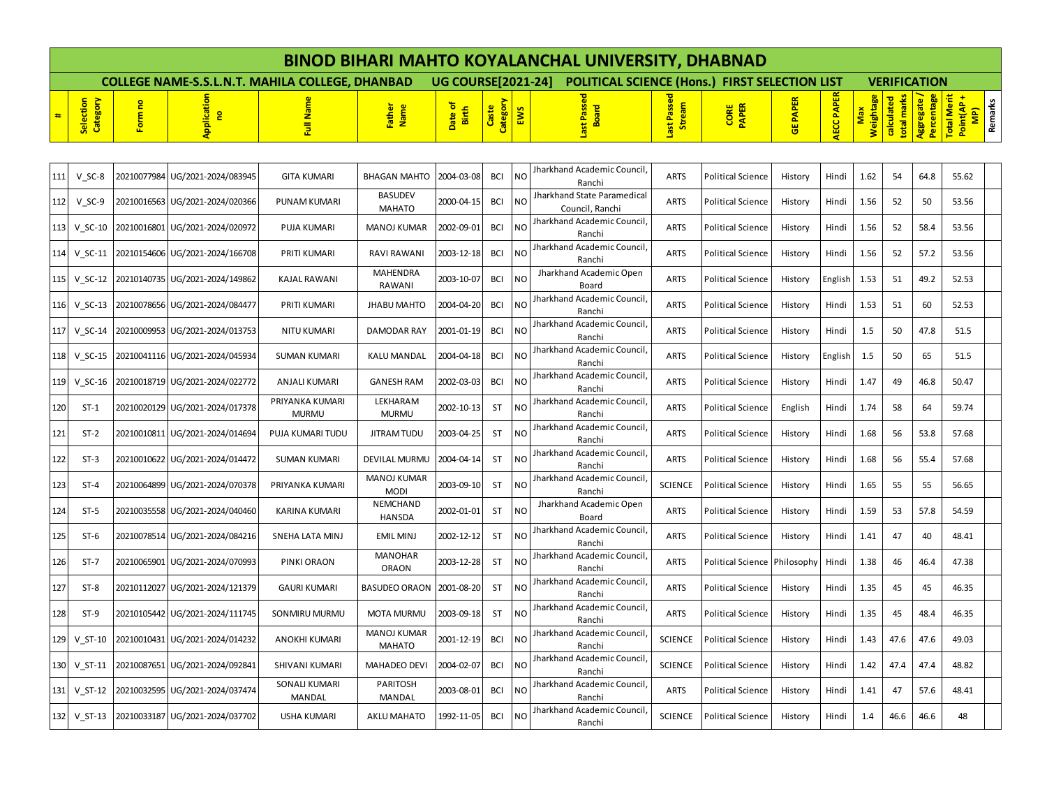# BINOD BIHARI MAHTO KOYALANCHAL UNIVERSITY, DHABNAD

## COLLEGE NAME-S.S.L.N.T. MAHILA COLLEGE, DHANBAD UG COURSE[2021-24] POLITICAL SCIENCE (Hons.) FIRST SELECTION LIST VERIFICATION

| # | Selection Category | Form no | Application no | Full Name | Father Name | Date of Birth | Caste Category | EWS | Last Passed Board | Last Passed Stream | CORE PAPER | GE PAPER | AECC PAPER | Max Weightage | calculated total marks | Aggregate / Percentage | Total Merit Point(AP + MP) | Remarks |
|---|---|---|---|---|---|---|---|---|---|---|---|---|---|---|---|---|---|---|
| 111 | V_SC-8 | 20210077984 | UG/2021-2024/083945 | GITA KUMARI | BHAGAN MAHTO | 2004-03-08 | BCI | NO | Jharkhand Academic Council, Ranchi | ARTS | Political Science | History | Hindi | 1.62 | 54 | 64.8 | 55.62 | |
| 112 | V_SC-9 | 20210016563 | UG/2021-2024/020366 | PUNAM KUMARI | BASUDEV MAHATO | 2000-04-15 | BCI | NO | Jharkhand State Paramedical Council, Ranchi | ARTS | Political Science | History | Hindi | 1.56 | 52 | 50 | 53.56 | |
| 113 | V_SC-10 | 20210016801 | UG/2021-2024/020972 | PUJA KUMARI | MANOJ KUMAR | 2002-09-01 | BCI | NO | Jharkhand Academic Council, Ranchi | ARTS | Political Science | History | Hindi | 1.56 | 52 | 58.4 | 53.56 | |
| 114 | V_SC-11 | 20210154606 | UG/2021-2024/166708 | PRITI KUMARI | RAVI RAWANI | 2003-12-18 | BCI | NO | Jharkhand Academic Council, Ranchi | ARTS | Political Science | History | Hindi | 1.56 | 52 | 57.2 | 53.56 | |
| 115 | V_SC-12 | 20210140735 | UG/2021-2024/149862 | KAJAL RAWANI | MAHENDRA RAWANI | 2003-10-07 | BCI | NO | Jharkhand Academic Open Board | ARTS | Political Science | History | English | 1.53 | 51 | 49.2 | 52.53 | |
| 116 | V_SC-13 | 20210078656 | UG/2021-2024/084477 | PRITI KUMARI | JHABU MAHTO | 2004-04-20 | BCI | NO | Jharkhand Academic Council, Ranchi | ARTS | Political Science | History | Hindi | 1.53 | 51 | 60 | 52.53 | |
| 117 | V_SC-14 | 20210009953 | UG/2021-2024/013753 | NITU KUMARI | DAMODAR RAY | 2001-01-19 | BCI | NO | Jharkhand Academic Council, Ranchi | ARTS | Political Science | History | Hindi | 1.5 | 50 | 47.8 | 51.5 | |
| 118 | V_SC-15 | 20210041116 | UG/2021-2024/045934 | SUMAN KUMARI | KALU MANDAL | 2004-04-18 | BCI | NO | Jharkhand Academic Council, Ranchi | ARTS | Political Science | History | English | 1.5 | 50 | 65 | 51.5 | |
| 119 | V_SC-16 | 20210018719 | UG/2021-2024/022772 | ANJALI KUMARI | GANESH RAM | 2002-03-03 | BCI | NO | Jharkhand Academic Council, Ranchi | ARTS | Political Science | History | Hindi | 1.47 | 49 | 46.8 | 50.47 | |
| 120 | ST-1 | 20210020129 | UG/2021-2024/017378 | PRIYANKA KUMARI MURMU | LEKHARAM MURMU | 2002-10-13 | ST | NO | Jharkhand Academic Council, Ranchi | ARTS | Political Science | English | Hindi | 1.74 | 58 | 64 | 59.74 | |
| 121 | ST-2 | 20210010811 | UG/2021-2024/014694 | PUJA KUMARI TUDU | JITRAM TUDU | 2003-04-25 | ST | NO | Jharkhand Academic Council, Ranchi | ARTS | Political Science | History | Hindi | 1.68 | 56 | 53.8 | 57.68 | |
| 122 | ST-3 | 20210010622 | UG/2021-2024/014472 | SUMAN KUMARI | DEVILAL MURMU | 2004-04-14 | ST | NO | Jharkhand Academic Council, Ranchi | ARTS | Political Science | History | Hindi | 1.68 | 56 | 55.4 | 57.68 | |
| 123 | ST-4 | 20210064899 | UG/2021-2024/070378 | PRIYANKA KUMARI | MANOJ KUMAR MODI | 2003-09-10 | ST | NO | Jharkhand Academic Council, Ranchi | SCIENCE | Political Science | History | Hindi | 1.65 | 55 | 55 | 56.65 | |
| 124 | ST-5 | 20210035558 | UG/2021-2024/040460 | KARINA KUMARI | NEMCHAND HANSDA | 2002-01-01 | ST | NO | Jharkhand Academic Open Board | ARTS | Political Science | History | Hindi | 1.59 | 53 | 57.8 | 54.59 | |
| 125 | ST-6 | 20210078514 | UG/2021-2024/084216 | SNEHA LATA MINJ | EMIL MINJ | 2002-12-12 | ST | NO | Jharkhand Academic Council, Ranchi | ARTS | Political Science | History | Hindi | 1.41 | 47 | 40 | 48.41 | |
| 126 | ST-7 | 20210065901 | UG/2021-2024/070993 | PINKI ORAON | MANOHAR ORAON | 2003-12-28 | ST | NO | Jharkhand Academic Council, Ranchi | ARTS | Political Science | Philosophy | Hindi | 1.38 | 46 | 46.4 | 47.38 | |
| 127 | ST-8 | 20210112027 | UG/2021-2024/121379 | GAURI KUMARI | BASUDEO ORAON | 2001-08-20 | ST | NO | Jharkhand Academic Council, Ranchi | ARTS | Political Science | History | Hindi | 1.35 | 45 | 45 | 46.35 | |
| 128 | ST-9 | 20210105442 | UG/2021-2024/111745 | SONMIRU MURMU | MOTA MURMU | 2003-09-18 | ST | NO | Jharkhand Academic Council, Ranchi | ARTS | Political Science | History | Hindi | 1.35 | 45 | 48.4 | 46.35 | |
| 129 | V_ST-10 | 20210010431 | UG/2021-2024/014232 | ANOKHI KUMARI | MANOJ KUMAR MAHATO | 2001-12-19 | BCI | NO | Jharkhand Academic Council, Ranchi | SCIENCE | Political Science | History | Hindi | 1.43 | 47.6 | 47.6 | 49.03 | |
| 130 | V_ST-11 | 20210087651 | UG/2021-2024/092841 | SHIVANI KUMARI | MAHADEO DEVI | 2004-02-07 | BCI | NO | Jharkhand Academic Council, Ranchi | SCIENCE | Political Science | History | Hindi | 1.42 | 47.4 | 47.4 | 48.82 | |
| 131 | V_ST-12 | 20210032595 | UG/2021-2024/037474 | SONALI KUMARI MANDAL | PARITOSH MANDAL | 2003-08-01 | BCI | NO | Jharkhand Academic Council, Ranchi | ARTS | Political Science | History | Hindi | 1.41 | 47 | 57.6 | 48.41 | |
| 132 | V_ST-13 | 20210033187 | UG/2021-2024/037702 | USHA KUMARI | AKLU MAHATO | 1992-11-05 | BCI | NO | Jharkhand Academic Council, Ranchi | SCIENCE | Political Science | History | Hindi | 1.4 | 46.6 | 46.6 | 48 | |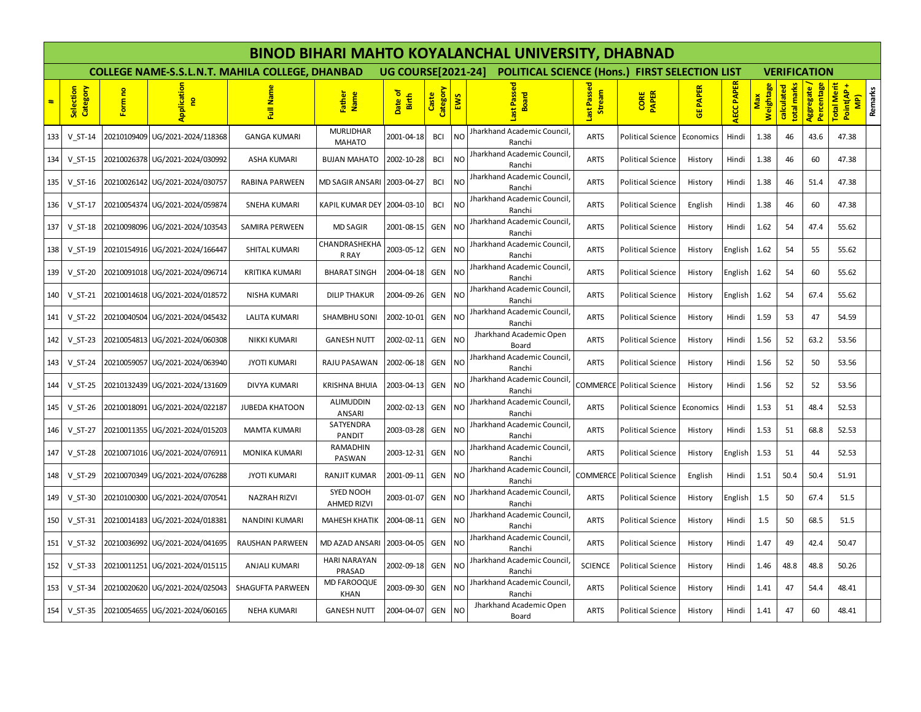# BINOD BIHARI MAHTO KOYALANCHAL UNIVERSITY, DHABNAD

## COLLEGE NAME-S.S.L.N.T. MAHILA COLLEGE, DHANBAD UG COURSE[2021-24] POLITICAL SCIENCE (Hons.) FIRST SELECTION LIST VERIFICATION

| # | Selection Category | Form no | Application no | Full Name | Father Name | Date of Birth | Caste Category | EWS | Last Passed Board | Last Passed Stream | CORE PAPER | GE PAPER | AECC PAPER | Max Weightage | calculated total marks | Aggregate / Percentage | Total Merit Point(AP + MP) | Remarks |
|---|---|---|---|---|---|---|---|---|---|---|---|---|---|---|---|---|---|---|
| 133 | V_ST-14 | 20210109409 | UG/2021-2024/118368 | GANGA KUMARI | MURLIDHAR MAHATO | 2001-04-18 | BCI | NO | Jharkhand Academic Council, Ranchi | ARTS | Political Science | Economics | Hindi | 1.38 | 46 | 43.6 | 47.38 | |
| 134 | V_ST-15 | 20210026378 | UG/2021-2024/030992 | ASHA KUMARI | BUJAN MAHATO | 2002-10-28 | BCI | NO | Jharkhand Academic Council, Ranchi | ARTS | Political Science | History | Hindi | 1.38 | 46 | 60 | 47.38 | |
| 135 | V_ST-16 | 20210026142 | UG/2021-2024/030757 | RABINA PARWEEN | MD SAGIR ANSARI | 2003-04-27 | BCI | NO | Jharkhand Academic Council, Ranchi | ARTS | Political Science | History | Hindi | 1.38 | 46 | 51.4 | 47.38 | |
| 136 | V_ST-17 | 20210054374 | UG/2021-2024/059874 | SNEHA KUMARI | KAPIL KUMAR DEY | 2004-03-10 | BCI | NO | Jharkhand Academic Council, Ranchi | ARTS | Political Science | English | Hindi | 1.38 | 46 | 60 | 47.38 | |
| 137 | V_ST-18 | 20210098096 | UG/2021-2024/103543 | SAMIRA PERWEEN | MD SAGIR | 2001-08-15 | GEN | NO | Jharkhand Academic Council, Ranchi | ARTS | Political Science | History | Hindi | 1.62 | 54 | 47.4 | 55.62 | |
| 138 | V_ST-19 | 20210154916 | UG/2021-2024/166447 | SHITAL KUMARI | CHANDRASHEKHA R RAY | 2003-05-12 | GEN | NO | Jharkhand Academic Council, Ranchi | ARTS | Political Science | History | English | 1.62 | 54 | 55 | 55.62 | |
| 139 | V_ST-20 | 20210091018 | UG/2021-2024/096714 | KRITIKA KUMARI | BHARAT SINGH | 2004-04-18 | GEN | NO | Jharkhand Academic Council, Ranchi | ARTS | Political Science | History | English | 1.62 | 54 | 60 | 55.62 | |
| 140 | V_ST-21 | 20210014618 | UG/2021-2024/018572 | NISHA KUMARI | DILIP THAKUR | 2004-09-26 | GEN | NO | Jharkhand Academic Council, Ranchi | ARTS | Political Science | History | English | 1.62 | 54 | 67.4 | 55.62 | |
| 141 | V_ST-22 | 20210040504 | UG/2021-2024/045432 | LALITA KUMARI | SHAMBHU SONI | 2002-10-01 | GEN | NO | Jharkhand Academic Council, Ranchi | ARTS | Political Science | History | Hindi | 1.59 | 53 | 47 | 54.59 | |
| 142 | V_ST-23 | 20210054813 | UG/2021-2024/060308 | NIKKI KUMARI | GANESH NUTT | 2002-02-11 | GEN | NO | Jharkhand Academic Open Board | ARTS | Political Science | History | Hindi | 1.56 | 52 | 63.2 | 53.56 | |
| 143 | V_ST-24 | 20210059057 | UG/2021-2024/063940 | JYOTI KUMARI | RAJU PASAWAN | 2002-06-18 | GEN | NO | Jharkhand Academic Council, Ranchi | ARTS | Political Science | History | Hindi | 1.56 | 52 | 50 | 53.56 | |
| 144 | V_ST-25 | 20210132439 | UG/2021-2024/131609 | DIVYA KUMARI | KRISHNA BHUIA | 2003-04-13 | GEN | NO | Jharkhand Academic Council, Ranchi | COMMERCE | Political Science | History | Hindi | 1.56 | 52 | 52 | 53.56 | |
| 145 | V_ST-26 | 20210018091 | UG/2021-2024/022187 | JUBEDA KHATOON | ALIMUDDIN ANSARI | 2002-02-13 | GEN | NO | Jharkhand Academic Council, Ranchi | ARTS | Political Science | Economics | Hindi | 1.53 | 51 | 48.4 | 52.53 | |
| 146 | V_ST-27 | 20210011355 | UG/2021-2024/015203 | MAMTA KUMARI | SATYENDRA PANDIT | 2003-03-28 | GEN | NO | Jharkhand Academic Council, Ranchi | ARTS | Political Science | History | Hindi | 1.53 | 51 | 68.8 | 52.53 | |
| 147 | V_ST-28 | 20210071016 | UG/2021-2024/076911 | MONIKA KUMARI | RAMADHIN PASWAN | 2003-12-31 | GEN | NO | Jharkhand Academic Council, Ranchi | ARTS | Political Science | History | English | 1.53 | 51 | 44 | 52.53 | |
| 148 | V_ST-29 | 20210070349 | UG/2021-2024/076288 | JYOTI KUMARI | RANJIT KUMAR | 2001-09-11 | GEN | NO | Jharkhand Academic Council, Ranchi | COMMERCE | Political Science | English | Hindi | 1.51 | 50.4 | 50.4 | 51.91 | |
| 149 | V_ST-30 | 20210100300 | UG/2021-2024/070541 | NAZRAH RIZVI | SYED NOOH AHMED RIZVI | 2003-01-07 | GEN | NO | Jharkhand Academic Council, Ranchi | ARTS | Political Science | History | English | 1.5 | 50 | 67.4 | 51.5 | |
| 150 | V_ST-31 | 20210014183 | UG/2021-2024/018381 | NANDINI KUMARI | MAHESH KHATIK | 2004-08-11 | GEN | NO | Jharkhand Academic Council, Ranchi | ARTS | Political Science | History | Hindi | 1.5 | 50 | 68.5 | 51.5 | |
| 151 | V_ST-32 | 20210036992 | UG/2021-2024/041695 | RAUSHAN PARWEEN | MD AZAD ANSARI | 2003-04-05 | GEN | NO | Jharkhand Academic Council, Ranchi | ARTS | Political Science | History | Hindi | 1.47 | 49 | 42.4 | 50.47 | |
| 152 | V_ST-33 | 20210011251 | UG/2021-2024/015115 | ANJALI KUMARI | HARI NARAYAN PRASAD | 2002-09-18 | GEN | NO | Jharkhand Academic Council, Ranchi | SCIENCE | Political Science | History | Hindi | 1.46 | 48.8 | 48.8 | 50.26 | |
| 153 | V_ST-34 | 20210020620 | UG/2021-2024/025043 | SHAGUFTA PARWEEN | MD FAROOQUE KHAN | 2003-09-30 | GEN | NO | Jharkhand Academic Council, Ranchi | ARTS | Political Science | History | Hindi | 1.41 | 47 | 54.4 | 48.41 | |
| 154 | V_ST-35 | 20210054655 | UG/2021-2024/060165 | NEHA KUMARI | GANESH NUTT | 2004-04-07 | GEN | NO | Jharkhand Academic Open Board | ARTS | Political Science | History | Hindi | 1.41 | 47 | 60 | 48.41 | |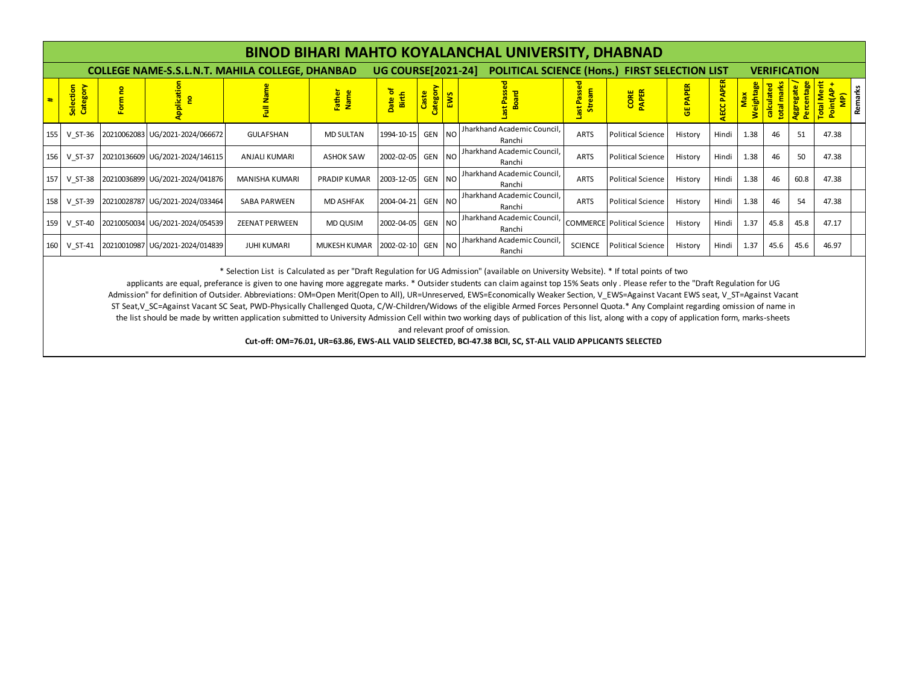# BINOD BIHARI MAHTO KOYALANCHAL UNIVERSITY, DHABNAD

## COLLEGE NAME-S.S.L.N.T. MAHILA COLLEGE, DHANBAD UG COURSE[2021-24] POLITICAL SCIENCE (Hons.) FIRST SELECTION LIST VERIFICATION

| # | Selection Category | Form no | Application no | Full Name | Father Name | Date of Birth | Caste Category | EWS | Last Passed Board | Last Passed Stream | CORE PAPER | GE PAPER | AECC PAPER | Max Weightage | calculated total marks | Aggregate / Percentage | Total Merit Point(AP + MP) | Remarks |
|---|---|---|---|---|---|---|---|---|---|---|---|---|---|---|---|---|---|---|
| 155 | V_ST-36 | 20210062083 | UG/2021-2024/066672 | GULAFSHAN | MD SULTAN | 1994-10-15 | GEN | NO | Jharkhand Academic Council, Ranchi | ARTS | Political Science | History | Hindi | 1.38 | 46 | 51 | 47.38 | |
| 156 | V_ST-37 | 20210136609 | UG/2021-2024/146115 | ANJALI KUMARI | ASHOK SAW | 2002-02-05 | GEN | NO | Jharkhand Academic Council, Ranchi | ARTS | Political Science | History | Hindi | 1.38 | 46 | 50 | 47.38 | |
| 157 | V_ST-38 | 20210036899 | UG/2021-2024/041876 | MANISHA KUMARI | PRADIP KUMAR | 2003-12-05 | GEN | NO | Jharkhand Academic Council, Ranchi | ARTS | Political Science | History | Hindi | 1.38 | 46 | 60.8 | 47.38 | |
| 158 | V_ST-39 | 20210028787 | UG/2021-2024/033464 | SABA PARWEEN | MD ASHFAK | 2004-04-21 | GEN | NO | Jharkhand Academic Council, Ranchi | ARTS | Political Science | History | Hindi | 1.38 | 46 | 54 | 47.38 | |
| 159 | V_ST-40 | 20210050034 | UG/2021-2024/054539 | ZEENAT PERWEEN | MD QUSIM | 2002-04-05 | GEN | NO | Jharkhand Academic Council, Ranchi | COMMERCE | Political Science | History | Hindi | 1.37 | 45.8 | 45.8 | 47.17 | |
| 160 | V_ST-41 | 20210010987 | UG/2021-2024/014839 | JUHI KUMARI | MUKESH KUMAR | 2002-02-10 | GEN | NO | Jharkhand Academic Council, Ranchi | SCIENCE | Political Science | History | Hindi | 1.37 | 45.6 | 45.6 | 46.97 | |

* Selection List is Calculated as per "Draft Regulation for UG Admission" (available on University Website). * If total points of two applicants are equal, preferance is given to one having more aggregate marks. * Outsider students can claim against top 15% Seats only . Please refer to the "Draft Regulation for UG Admission" for definition of Outsider. Abbreviations: OM=Open Merit(Open to All), UR=Unreserved, EWS=Economically Weaker Section, V_EWS=Against Vacant EWS seat, V_ST=Against Vacant ST Seat,V_SC=Against Vacant SC Seat, PWD-Physically Challenged Quota, C/W-Children/Widows of the eligible Armed Forces Personnel Quota.* Any Complaint regarding omission of name in the list should be made by written application submitted to University Admission Cell within two working days of publication of this list, along with a copy of application form, marks-sheets and relevant proof of omission.

**Cut-off: OM=76.01, UR=63.86, EWS-ALL VALID SELECTED, BCI-47.38 BCII, SC, ST-ALL VALID APPLICANTS SELECTED**